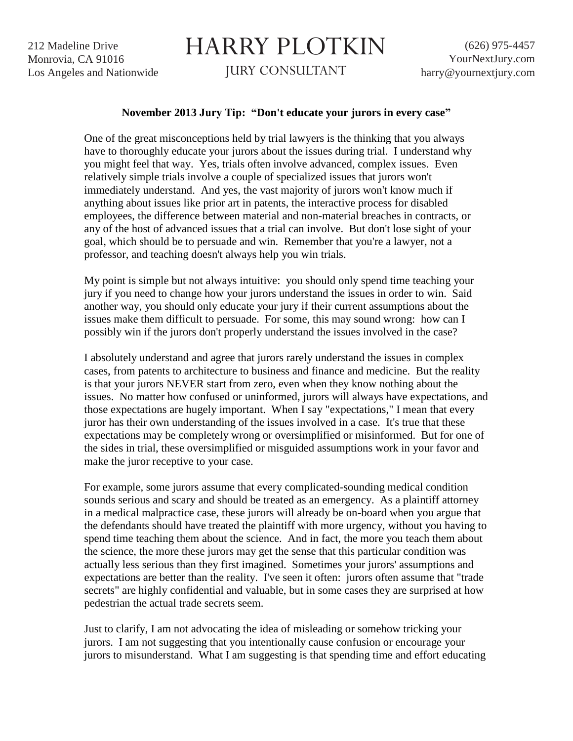212 Madeline Drive
Monrovia, CA 91016
Los Angeles and Nationwide

# HARRY PLOTKIN

JURY CONSULTANT

(626) 975-4457
YourNextJury.com
harry@yournextjury.com

**November 2013 Jury Tip: "Don't educate your jurors in every case"**

One of the great misconceptions held by trial lawyers is the thinking that you always have to thoroughly educate your jurors about the issues during trial. I understand why you might feel that way. Yes, trials often involve advanced, complex issues. Even relatively simple trials involve a couple of specialized issues that jurors won't immediately understand. And yes, the vast majority of jurors won't know much if anything about issues like prior art in patents, the interactive process for disabled employees, the difference between material and non-material breaches in contracts, or any of the host of advanced issues that a trial can involve. But don't lose sight of your goal, which should be to persuade and win. Remember that you're a lawyer, not a professor, and teaching doesn't always help you win trials.

My point is simple but not always intuitive: you should only spend time teaching your jury if you need to change how your jurors understand the issues in order to win. Said another way, you should only educate your jury if their current assumptions about the issues make them difficult to persuade. For some, this may sound wrong: how can I possibly win if the jurors don't properly understand the issues involved in the case?

I absolutely understand and agree that jurors rarely understand the issues in complex cases, from patents to architecture to business and finance and medicine. But the reality is that your jurors NEVER start from zero, even when they know nothing about the issues. No matter how confused or uninformed, jurors will always have expectations, and those expectations are hugely important. When I say "expectations," I mean that every juror has their own understanding of the issues involved in a case. It's true that these expectations may be completely wrong or oversimplified or misinformed. But for one of the sides in trial, these oversimplified or misguided assumptions work in your favor and make the juror receptive to your case.

For example, some jurors assume that every complicated-sounding medical condition sounds serious and scary and should be treated as an emergency. As a plaintiff attorney in a medical malpractice case, these jurors will already be on-board when you argue that the defendants should have treated the plaintiff with more urgency, without you having to spend time teaching them about the science. And in fact, the more you teach them about the science, the more these jurors may get the sense that this particular condition was actually less serious than they first imagined. Sometimes your jurors' assumptions and expectations are better than the reality. I've seen it often: jurors often assume that "trade secrets" are highly confidential and valuable, but in some cases they are surprised at how pedestrian the actual trade secrets seem.

Just to clarify, I am not advocating the idea of misleading or somehow tricking your jurors. I am not suggesting that you intentionally cause confusion or encourage your jurors to misunderstand. What I am suggesting is that spending time and effort educating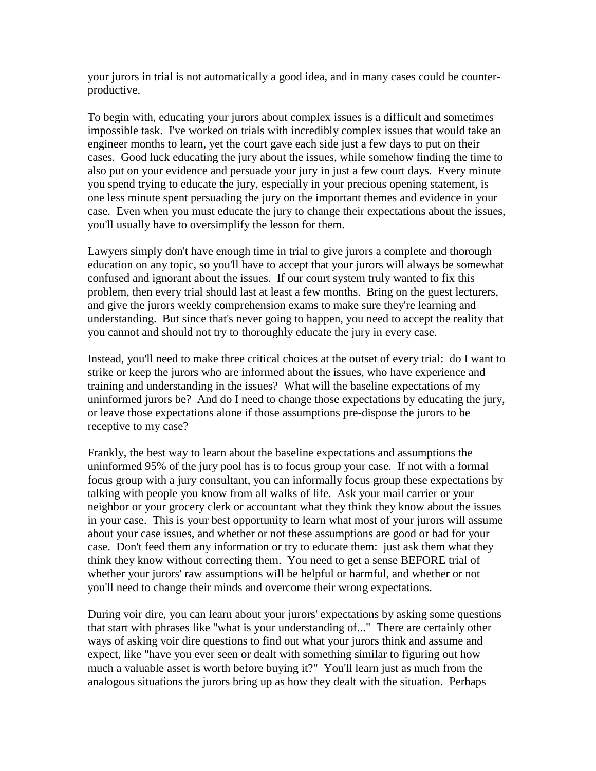your jurors in trial is not automatically a good idea, and in many cases could be counter-productive.

To begin with, educating your jurors about complex issues is a difficult and sometimes impossible task. I've worked on trials with incredibly complex issues that would take an engineer months to learn, yet the court gave each side just a few days to put on their cases. Good luck educating the jury about the issues, while somehow finding the time to also put on your evidence and persuade your jury in just a few court days. Every minute you spend trying to educate the jury, especially in your precious opening statement, is one less minute spent persuading the jury on the important themes and evidence in your case. Even when you must educate the jury to change their expectations about the issues, you'll usually have to oversimplify the lesson for them.

Lawyers simply don't have enough time in trial to give jurors a complete and thorough education on any topic, so you'll have to accept that your jurors will always be somewhat confused and ignorant about the issues. If our court system truly wanted to fix this problem, then every trial should last at least a few months. Bring on the guest lecturers, and give the jurors weekly comprehension exams to make sure they're learning and understanding. But since that's never going to happen, you need to accept the reality that you cannot and should not try to thoroughly educate the jury in every case.

Instead, you'll need to make three critical choices at the outset of every trial: do I want to strike or keep the jurors who are informed about the issues, who have experience and training and understanding in the issues? What will the baseline expectations of my uninformed jurors be? And do I need to change those expectations by educating the jury, or leave those expectations alone if those assumptions pre-dispose the jurors to be receptive to my case?

Frankly, the best way to learn about the baseline expectations and assumptions the uninformed 95% of the jury pool has is to focus group your case. If not with a formal focus group with a jury consultant, you can informally focus group these expectations by talking with people you know from all walks of life. Ask your mail carrier or your neighbor or your grocery clerk or accountant what they think they know about the issues in your case. This is your best opportunity to learn what most of your jurors will assume about your case issues, and whether or not these assumptions are good or bad for your case. Don't feed them any information or try to educate them: just ask them what they think they know without correcting them. You need to get a sense BEFORE trial of whether your jurors' raw assumptions will be helpful or harmful, and whether or not you'll need to change their minds and overcome their wrong expectations.

During voir dire, you can learn about your jurors' expectations by asking some questions that start with phrases like "what is your understanding of..." There are certainly other ways of asking voir dire questions to find out what your jurors think and assume and expect, like "have you ever seen or dealt with something similar to figuring out how much a valuable asset is worth before buying it?" You'll learn just as much from the analogous situations the jurors bring up as how they dealt with the situation. Perhaps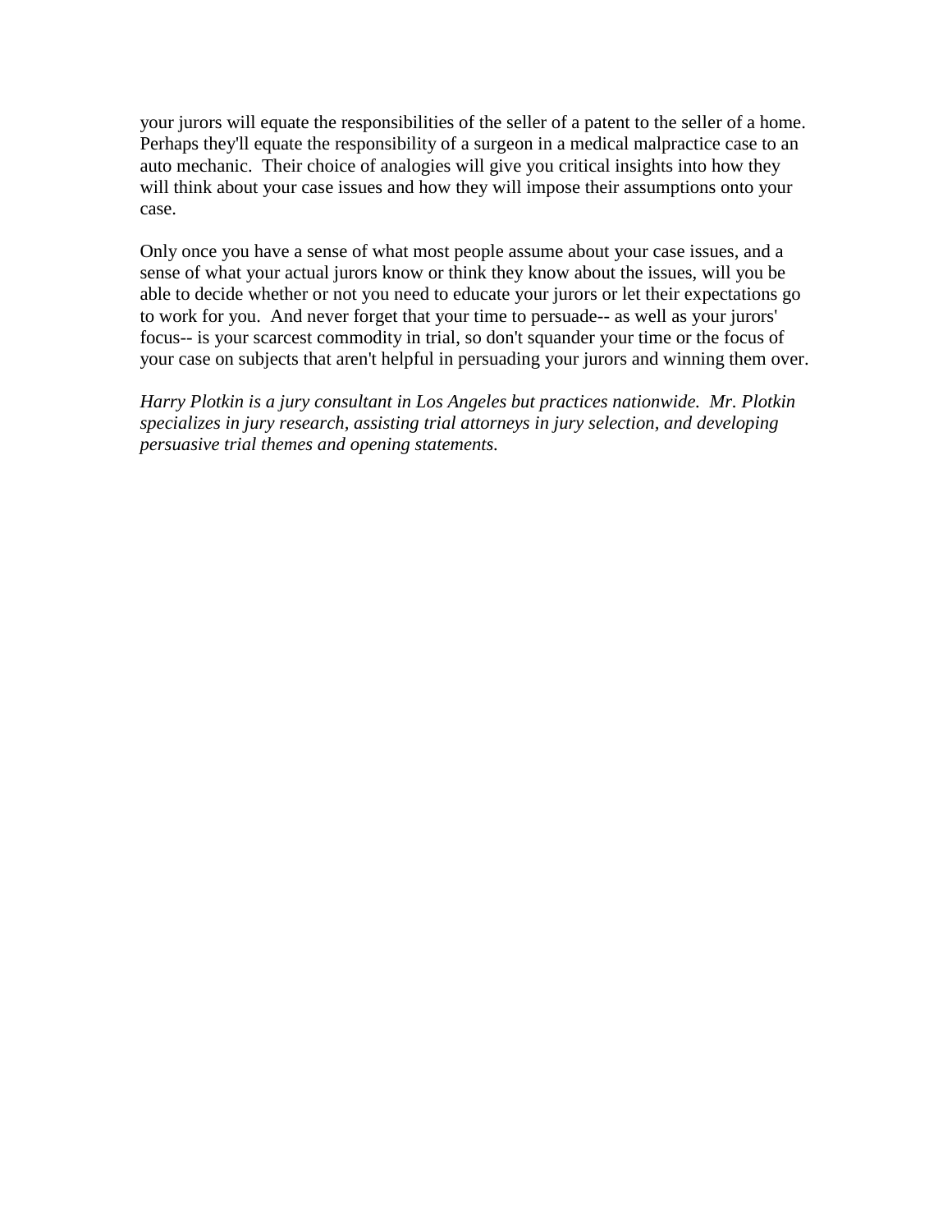your jurors will equate the responsibilities of the seller of a patent to the seller of a home. Perhaps they'll equate the responsibility of a surgeon in a medical malpractice case to an auto mechanic. Their choice of analogies will give you critical insights into how they will think about your case issues and how they will impose their assumptions onto your case.

Only once you have a sense of what most people assume about your case issues, and a sense of what your actual jurors know or think they know about the issues, will you be able to decide whether or not you need to educate your jurors or let their expectations go to work for you. And never forget that your time to persuade-- as well as your jurors' focus-- is your scarcest commodity in trial, so don't squander your time or the focus of your case on subjects that aren't helpful in persuading your jurors and winning them over.

*Harry Plotkin is a jury consultant in Los Angeles but practices nationwide. Mr. Plotkin specializes in jury research, assisting trial attorneys in jury selection, and developing persuasive trial themes and opening statements.*